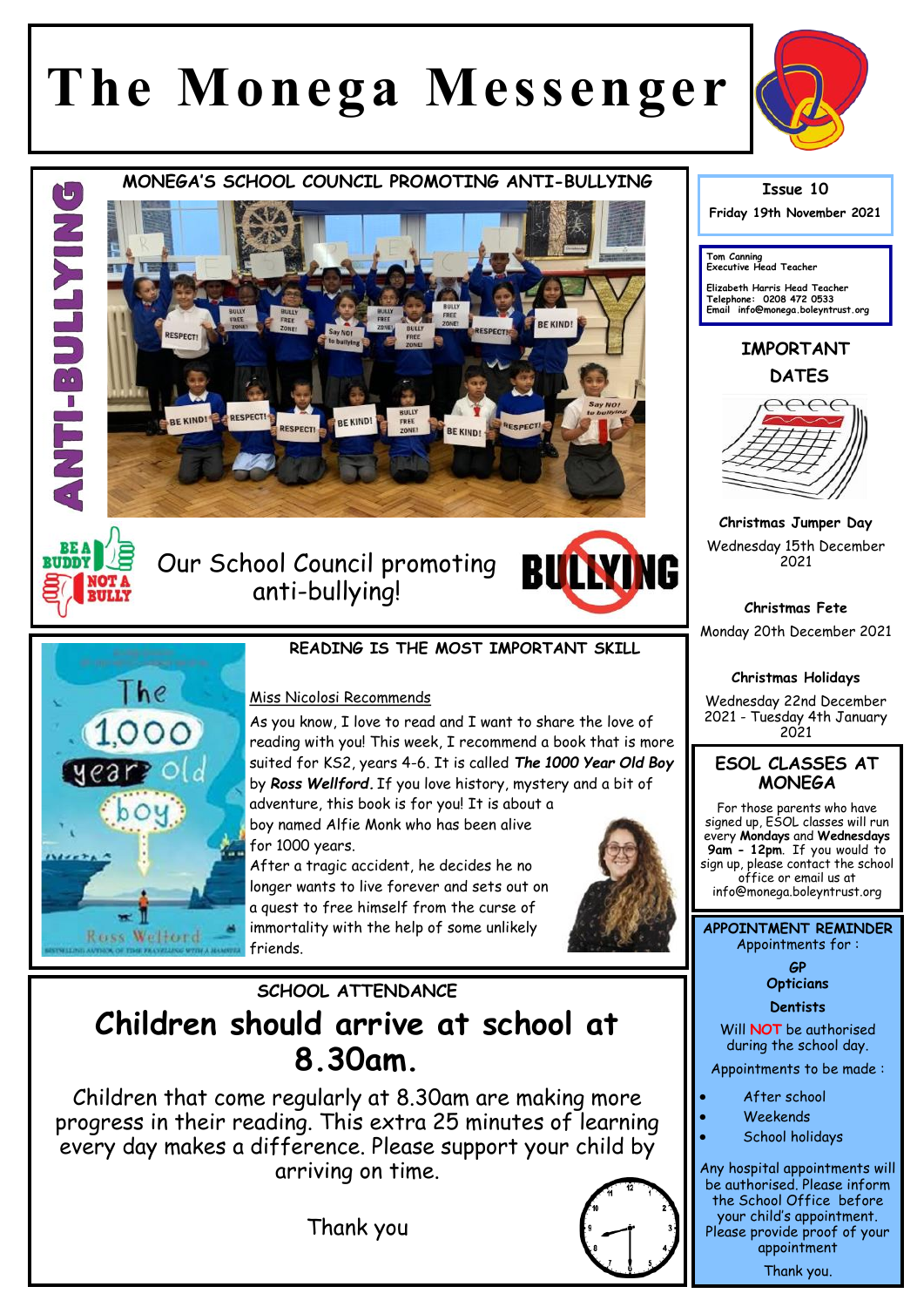# The Monega Messenger

## MONEGA'S SCHOOL COUNCIL PROMOTING ANTI-BULLYING

ANTI-BULLYING

Our School Council promoting anti-bullying!

## READING IS THE MOST IMPORTANT SKILL

Miss Nicolosi Recommends

As you know, I love to read and I want to share the love of reading with you! This week, I recommend a book that is more suited for KS2, years 4-6. It is called ***The 1000 Year Old Boy*** by ***Ross Wellford***. If you love history, mystery and a bit of adventure, this book is for you! It is about a boy named Alfie Monk who has been alive for 1000 years.

After a tragic accident, he decides he no longer wants to live forever and sets out on a quest to free himself from the curse of immortality with the help of some unlikely friends.

## SCHOOL ATTENDANCE

# Children should arrive at school at 8.30am.

Children that come regularly at 8.30am are making more progress in their reading. This extra 25 minutes of learning every day makes a difference. Please support your child by arriving on time.

Thank you

---

Issue 10

Friday 19th November 2021

Tom Canning
Executive Head Teacher

Elizabeth Harris Head Teacher
Telephone: 0208 472 0533
Email info@monega.boleyntrust.org

## IMPORTANT DATES

**Christmas Jumper Day**
Wednesday 15th December 2021

**Christmas Fete**
Monday 20th December 2021

**Christmas Holidays**
Wednesday 22nd December 2021 - Tuesday 4th January 2021

## ESOL CLASSES AT MONEGA

For those parents who have signed up, ESOL classes will run every **Mondays** and **Wednesdays** **9am - 12pm**. If you would to sign up, please contact the school office or email us at info@monega.boleyntrust.org

## APPOINTMENT REMINDER

Appointments for :

**GP**
**Opticians**
**Dentists**

Will NOT be authorised during the school day.

Appointments to be made :

- After school
- Weekends
- School holidays

Any hospital appointments will be authorised. Please inform the School Office before your child's appointment. Please provide proof of your appointment

Thank you.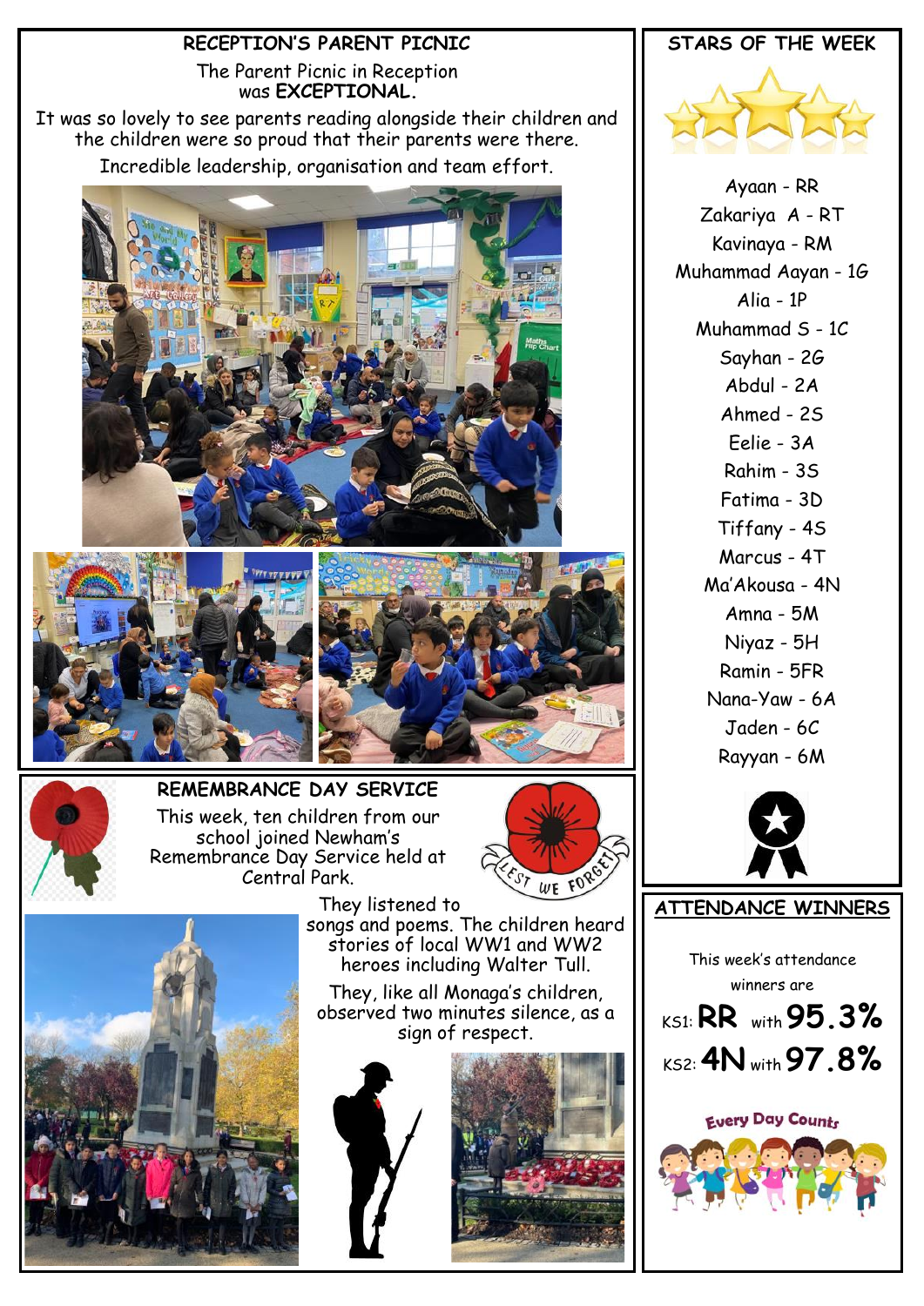## RECEPTION'S PARENT PICNIC

The Parent Picnic in Reception was **EXCEPTIONAL.**

It was so lovely to see parents reading alongside their children and the children were so proud that their parents were there.

Incredible leadership, organisation and team effort.

## REMEMBRANCE DAY SERVICE

This week, ten children from our school joined Newham's Remembrance Day Service held at Central Park.

They listened to songs and poems. The children heard stories of local WW1 and WW2 heroes including Walter Tull.

They, like all Monaga's children, observed two minutes silence, as a sign of respect.

LEST WE FORGET

## STARS OF THE WEEK

Ayaan - RR
Zakariya A - RT
Kavinaya - RM
Muhammad Aayan - 1G
Alia - 1P
Muhammad S - 1C
Sayhan - 2G
Abdul - 2A
Ahmed - 2S
Eelie - 3A
Rahim - 3S
Fatima - 3D
Tiffany - 4S
Marcus - 4T
Ma'Akousa - 4N
Amna - 5M
Niyaz - 5H
Ramin - 5FR
Nana-Yaw - 6A
Jaden - 6C
Rayyan - 6M

## ATTENDANCE WINNERS

This week's attendance winners are

KS1: **RR** with **95.3%**

KS2: **4N** with **97.8%**

Every Day Counts